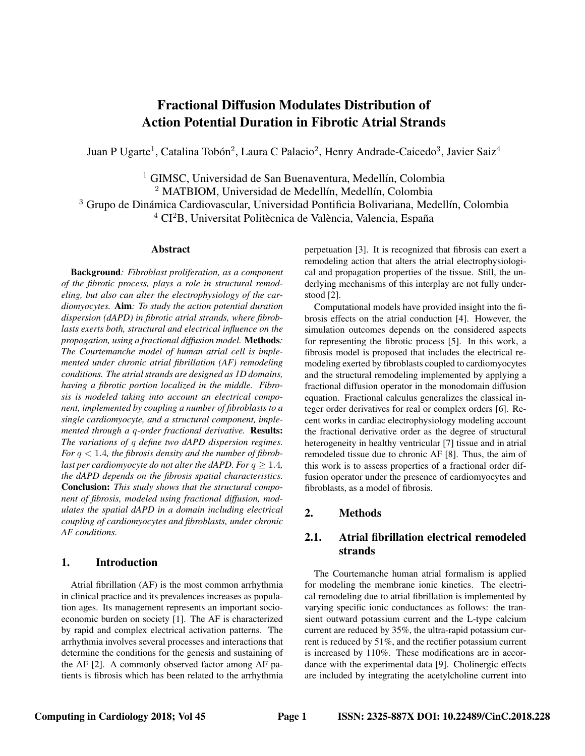# Fractional Diffusion Modulates Distribution of Action Potential Duration in Fibrotic Atrial Strands

Juan P Ugarte[1], Catalina Tobón[2], Laura C Palacio[2], Henry Andrade-Caicedo[3], Javier Saiz[4]

[1] GIMSC, Universidad de San Buenaventura, Medellín, Colombia
[2] MATBIOM, Universidad de Medellín, Medellín, Colombia
[3] Grupo de Dinámica Cardiovascular, Universidad Pontificia Bolivariana, Medellín, Colombia
[4] CI$^2$B, Universitat Politècnica de València, Valencia, España

## Abstract

**Background**: *Fibroblast proliferation, as a component of the fibrotic process, plays a role in structural remodeling, but also can alter the electrophysiology of the cardiomyocytes.* **Aim**: *To study the action potential duration dispersion (dAPD) in fibrotic atrial strands, where fibroblasts exerts both, structural and electrical influence on the propagation, using a fractional diffusion model.* **Methods**: *The Courtemanche model of human atrial cell is implemented under chronic atrial fibrillation (AF) remodeling conditions. The atrial strands are designed as 1D domains, having a fibrotic portion localized in the middle. Fibrosis is modeled taking into account an electrical component, implemented by coupling a number of fibroblasts to a single cardiomyocyte, and a structural component, implemented through a $q$-order fractional derivative.* **Results:** *The variations of $q$ define two dAPD dispersion regimes. For $q < 1.4$, the fibrosis density and the number of fibroblast per cardiomyocyte do not alter the dAPD. For $q \geq 1.4$, the dAPD depends on the fibrosis spatial characteristics.* **Conclusion:** *This study shows that the structural component of fibrosis, modeled using fractional diffusion, modulates the spatial dAPD in a domain including electrical coupling of cardiomyocytes and fibroblasts, under chronic AF conditions.*

## 1. Introduction

Atrial fibrillation (AF) is the most common arrhythmia in clinical practice and its prevalences increases as population ages. Its management represents an important socioeconomic burden on society [1]. The AF is characterized by rapid and complex electrical activation patterns. The arrhythmia involves several processes and interactions that determine the conditions for the genesis and sustaining of the AF [2]. A commonly observed factor among AF patients is fibrosis which has been related to the arrhythmia perpetuation [3]. It is recognized that fibrosis can exert a remodeling action that alters the atrial electrophysiological and propagation properties of the tissue. Still, the underlying mechanisms of this interplay are not fully understood [2].

Computational models have provided insight into the fibrosis effects on the atrial conduction [4]. However, the simulation outcomes depends on the considered aspects for representing the fibrotic process [5]. In this work, a fibrosis model is proposed that includes the electrical remodeling exerted by fibroblasts coupled to cardiomyocytes and the structural remodeling implemented by applying a fractional diffusion operator in the monodomain diffusion equation. Fractional calculus generalizes the classical integer order derivatives for real or complex orders [6]. Recent works in cardiac electrophysiology modeling account the fractional derivative order as the degree of structural heterogeneity in healthy ventricular [7] tissue and in atrial remodeled tissue due to chronic AF [8]. Thus, the aim of this work is to assess properties of a fractional order diffusion operator under the presence of cardiomyocytes and fibroblasts, as a model of fibrosis.

## 2. Methods

### 2.1. Atrial fibrillation electrical remodeled strands

The Courtemanche human atrial formalism is applied for modeling the membrane ionic kinetics. The electrical remodeling due to atrial fibrillation is implemented by varying specific ionic conductances as follows: the transient outward potassium current and the L-type calcium current are reduced by 35%, the ultra-rapid potassium current is reduced by 51%, and the rectifier potassium current is increased by 110%. These modifications are in accordance with the experimental data [9]. Cholinergic effects are included by integrating the acetylcholine current into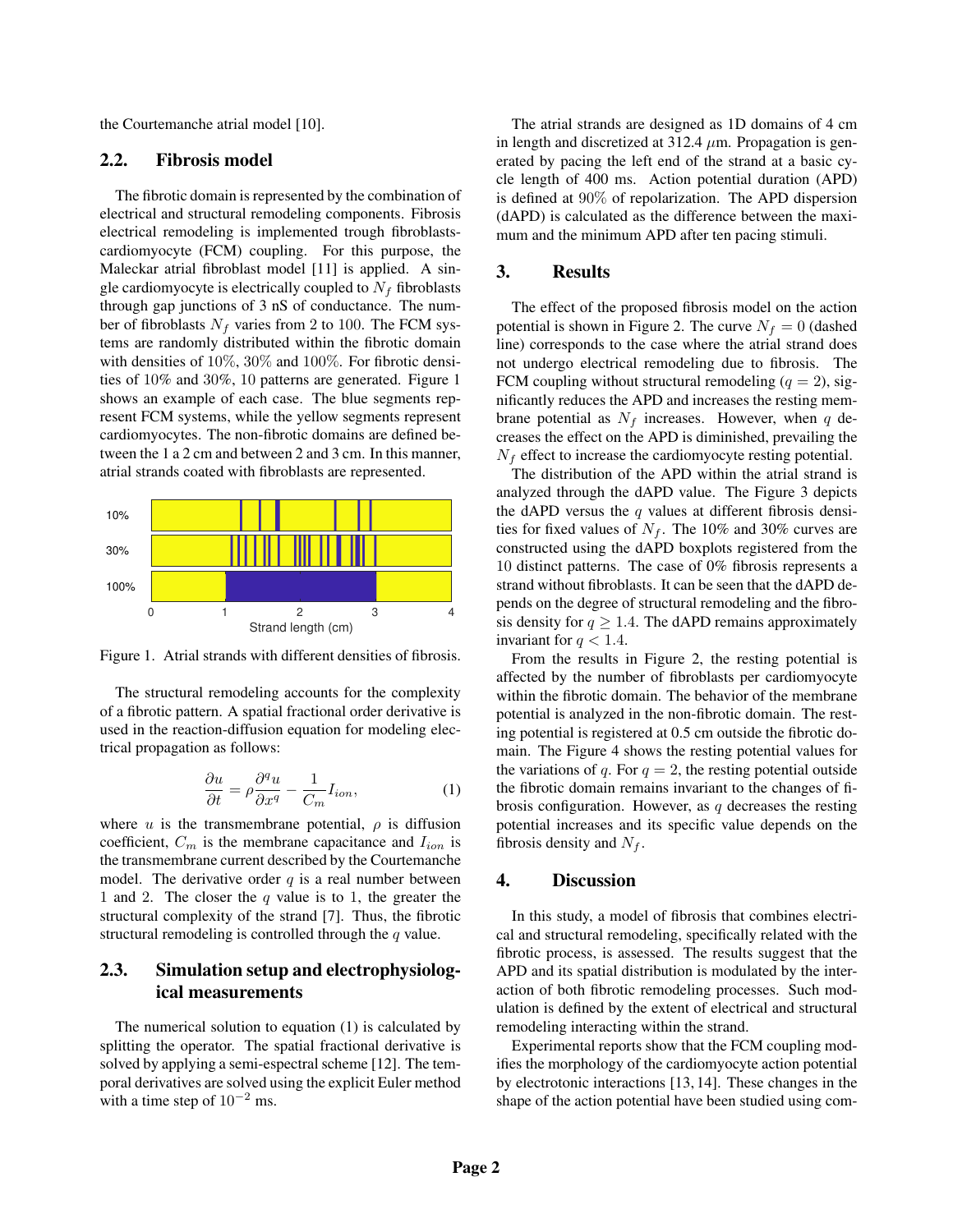the Courtemanche atrial model [10].

## 2.2. Fibrosis model

The fibrotic domain is represented by the combination of electrical and structural remodeling components. Fibrosis electrical remodeling is implemented trough fibroblasts-cardiomyocyte (FCM) coupling. For this purpose, the Maleckar atrial fibroblast model [11] is applied. A single cardiomyocyte is electrically coupled to $N_f$ fibroblasts through gap junctions of 3 nS of conductance. The number of fibroblasts $N_f$ varies from 2 to 100. The FCM systems are randomly distributed within the fibrotic domain with densities of 10%, 30% and 100%. For fibrotic densities of 10% and 30%, 10 patterns are generated. Figure 1 shows an example of each case. The blue segments represent FCM systems, while the yellow segments represent cardiomyocytes. The non-fibrotic domains are defined between the 1 a 2 cm and between 2 and 3 cm. In this manner, atrial strands coated with fibroblasts are represented.

Figure 1. Atrial strands with different densities of fibrosis.

The structural remodeling accounts for the complexity of a fibrotic pattern. A spatial fractional order derivative is used in the reaction-diffusion equation for modeling electrical propagation as follows:

$$\frac{\partial u}{\partial t} = \rho \frac{\partial^q u}{\partial x^q} - \frac{1}{C_m} I_{ion}, \tag{1}$$

where $u$ is the transmembrane potential, $\rho$ is diffusion coefficient, $C_m$ is the membrane capacitance and $I_{ion}$ is the transmembrane current described by the Courtemanche model. The derivative order $q$ is a real number between 1 and 2. The closer the $q$ value is to 1, the greater the structural complexity of the strand [7]. Thus, the fibrotic structural remodeling is controlled through the $q$ value.

## 2.3. Simulation setup and electrophysiological measurements

The numerical solution to equation (1) is calculated by splitting the operator. The spatial fractional derivative is solved by applying a semi-espectral scheme [12]. The temporal derivatives are solved using the explicit Euler method with a time step of $10^{-2}$ ms.

The atrial strands are designed as 1D domains of 4 cm in length and discretized at 312.4 $\mu$m. Propagation is generated by pacing the left end of the strand at a basic cycle length of 400 ms. Action potential duration (APD) is defined at 90% of repolarization. The APD dispersion (dAPD) is calculated as the difference between the maximum and the minimum APD after ten pacing stimuli.

# 3. Results

The effect of the proposed fibrosis model on the action potential is shown in Figure 2. The curve $N_f = 0$ (dashed line) corresponds to the case where the atrial strand does not undergo electrical remodeling due to fibrosis. The FCM coupling without structural remodeling ($q = 2$), significantly reduces the APD and increases the resting membrane potential as $N_f$ increases. However, when $q$ decreases the effect on the APD is diminished, prevailing the $N_f$ effect to increase the cardiomyocyte resting potential.

The distribution of the APD within the atrial strand is analyzed through the dAPD value. The Figure 3 depicts the dAPD versus the $q$ values at different fibrosis densities for fixed values of $N_f$. The 10% and 30% curves are constructed using the dAPD boxplots registered from the 10 distinct patterns. The case of 0% fibrosis represents a strand without fibroblasts. It can be seen that the dAPD depends on the degree of structural remodeling and the fibrosis density for $q \geq 1.4$. The dAPD remains approximately invariant for $q < 1.4$.

From the results in Figure 2, the resting potential is affected by the number of fibroblasts per cardiomyocyte within the fibrotic domain. The behavior of the membrane potential is analyzed in the non-fibrotic domain. The resting potential is registered at 0.5 cm outside the fibrotic domain. The Figure 4 shows the resting potential values for the variations of $q$. For $q = 2$, the resting potential outside the fibrotic domain remains invariant to the changes of fibrosis configuration. However, as $q$ decreases the resting potential increases and its specific value depends on the fibrosis density and $N_f$.

# 4. Discussion

In this study, a model of fibrosis that combines electrical and structural remodeling, specifically related with the fibrotic process, is assessed. The results suggest that the APD and its spatial distribution is modulated by the interaction of both fibrotic remodeling processes. Such modulation is defined by the extent of electrical and structural remodeling interacting within the strand.

Experimental reports show that the FCM coupling modifies the morphology of the cardiomyocyte action potential by electrotonic interactions [13, 14]. These changes in the shape of the action potential have been studied using com-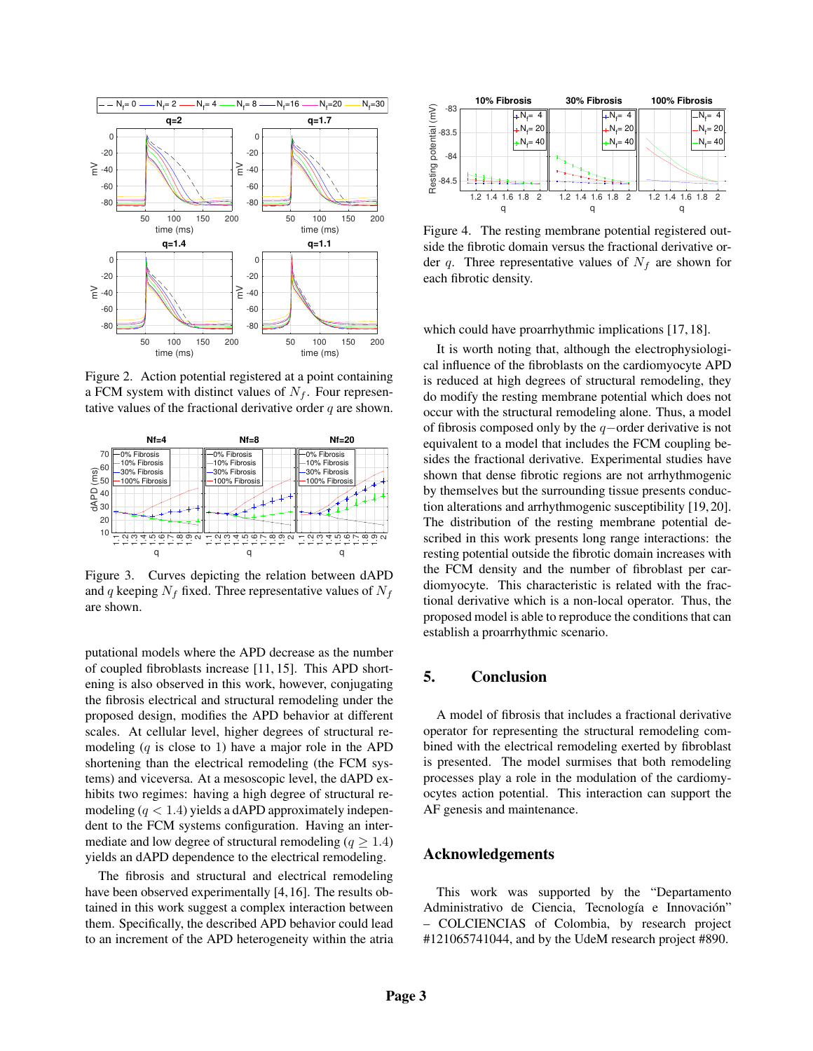Figure 2. Action potential registered at a point containing a FCM system with distinct values of $N_f$. Four representative values of the fractional derivative order $q$ are shown.

Figure 3. Curves depicting the relation between dAPD and $q$ keeping $N_f$ fixed. Three representative values of $N_f$ are shown.

putational models where the APD decrease as the number of coupled fibroblasts increase [11, 15]. This APD shortening is also observed in this work, however, conjugating the fibrosis electrical and structural remodeling under the proposed design, modifies the APD behavior at different scales. At cellular level, higher degrees of structural remodeling ($q$ is close to 1) have a major role in the APD shortening than the electrical remodeling (the FCM systems) and viceversa. At a mesoscopic level, the dAPD exhibits two regimes: having a high degree of structural remodeling ($q < 1.4$) yields a dAPD approximately independent to the FCM systems configuration. Having an intermediate and low degree of structural remodeling ($q \geq 1.4$) yields an dAPD dependence to the electrical remodeling.

The fibrosis and structural and electrical remodeling have been observed experimentally [4, 16]. The results obtained in this work suggest a complex interaction between them. Specifically, the described APD behavior could lead to an increment of the APD heterogeneity within the atria

Figure 4. The resting membrane potential registered outside the fibrotic domain versus the fractional derivative order $q$. Three representative values of $N_f$ are shown for each fibrotic density.

which could have proarrhythmic implications [17, 18].

It is worth noting that, although the electrophysiological influence of the fibroblasts on the cardiomyocyte APD is reduced at high degrees of structural remodeling, they do modify the resting membrane potential which does not occur with the structural remodeling alone. Thus, a model of fibrosis composed only by the $q-$order derivative is not equivalent to a model that includes the FCM coupling besides the fractional derivative. Experimental studies have shown that dense fibrotic regions are not arrhythmogenic by themselves but the surrounding tissue presents conduction alterations and arrhythmogenic susceptibility [19, 20]. The distribution of the resting membrane potential described in this work presents long range interactions: the resting potential outside the fibrotic domain increases with the FCM density and the number of fibroblast per cardiomyocyte. This characteristic is related with the fractional derivative which is a non-local operator. Thus, the proposed model is able to reproduce the conditions that can establish a proarrhythmic scenario.

## 5. Conclusion

A model of fibrosis that includes a fractional derivative operator for representing the structural remodeling combined with the electrical remodeling exerted by fibroblast is presented. The model surmises that both remodeling processes play a role in the modulation of the cardiomyocytes action potential. This interaction can support the AF genesis and maintenance.

## Acknowledgements

This work was supported by the "Departamento Administrativo de Ciencia, Tecnología e Innovación" – COLCIENCIAS of Colombia, by research project #121065741044, and by the UdeM research project #890.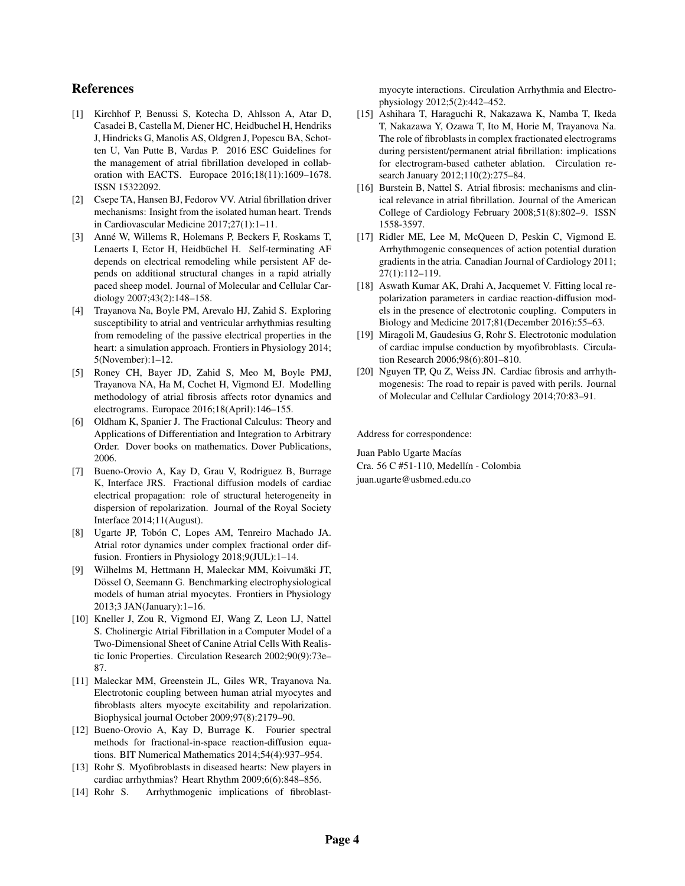## References

[1] Kirchhof P, Benussi S, Kotecha D, Ahlsson A, Atar D, Casadei B, Castella M, Diener HC, Heidbuchel H, Hendriks J, Hindricks G, Manolis AS, Oldgren J, Popescu BA, Schotten U, Van Putte B, Vardas P. 2016 ESC Guidelines for the management of atrial fibrillation developed in collaboration with EACTS. Europace 2016;18(11):1609–1678. ISSN 15322092.

[2] Csepe TA, Hansen BJ, Fedorov VV. Atrial fibrillation driver mechanisms: Insight from the isolated human heart. Trends in Cardiovascular Medicine 2017;27(1):1–11.

[3] Anné W, Willems R, Holemans P, Beckers F, Roskams T, Lenaerts I, Ector H, Heidbüchel H. Self-terminating AF depends on electrical remodeling while persistent AF depends on additional structural changes in a rapid atrially paced sheep model. Journal of Molecular and Cellular Cardiology 2007;43(2):148–158.

[4] Trayanova Na, Boyle PM, Arevalo HJ, Zahid S. Exploring susceptibility to atrial and ventricular arrhythmias resulting from remodeling of the passive electrical properties in the heart: a simulation approach. Frontiers in Physiology 2014; 5(November):1–12.

[5] Roney CH, Bayer JD, Zahid S, Meo M, Boyle PMJ, Trayanova NA, Ha M, Cochet H, Vigmond EJ. Modelling methodology of atrial fibrosis affects rotor dynamics and electrograms. Europace 2016;18(April):146–155.

[6] Oldham K, Spanier J. The Fractional Calculus: Theory and Applications of Differentiation and Integration to Arbitrary Order. Dover books on mathematics. Dover Publications, 2006.

[7] Bueno-Orovio A, Kay D, Grau V, Rodriguez B, Burrage K, Interface JRS. Fractional diffusion models of cardiac electrical propagation: role of structural heterogeneity in dispersion of repolarization. Journal of the Royal Society Interface 2014;11(August).

[8] Ugarte JP, Tobón C, Lopes AM, Tenreiro Machado JA. Atrial rotor dynamics under complex fractional order diffusion. Frontiers in Physiology 2018;9(JUL):1–14.

[9] Wilhelms M, Hettmann H, Maleckar MM, Koivumäki JT, Dössel O, Seemann G. Benchmarking electrophysiological models of human atrial myocytes. Frontiers in Physiology 2013;3 JAN(January):1–16.

[10] Kneller J, Zou R, Vigmond EJ, Wang Z, Leon LJ, Nattel S. Cholinergic Atrial Fibrillation in a Computer Model of a Two-Dimensional Sheet of Canine Atrial Cells With Realistic Ionic Properties. Circulation Research 2002;90(9):73e–87.

[11] Maleckar MM, Greenstein JL, Giles WR, Trayanova Na. Electrotonic coupling between human atrial myocytes and fibroblasts alters myocyte excitability and repolarization. Biophysical journal October 2009;97(8):2179–90.

[12] Bueno-Orovio A, Kay D, Burrage K. Fourier spectral methods for fractional-in-space reaction-diffusion equations. BIT Numerical Mathematics 2014;54(4):937–954.

[13] Rohr S. Myofibroblasts in diseased hearts: New players in cardiac arrhythmias? Heart Rhythm 2009;6(6):848–856.

[14] Rohr S. Arrhythmogenic implications of fibroblast-myocyte interactions. Circulation Arrhythmia and Electrophysiology 2012;5(2):442–452.

[15] Ashihara T, Haraguchi R, Nakazawa K, Namba T, Ikeda T, Nakazawa Y, Ozawa T, Ito M, Horie M, Trayanova Na. The role of fibroblasts in complex fractionated electrograms during persistent/permanent atrial fibrillation: implications for electrogram-based catheter ablation. Circulation research January 2012;110(2):275–84.

[16] Burstein B, Nattel S. Atrial fibrosis: mechanisms and clinical relevance in atrial fibrillation. Journal of the American College of Cardiology February 2008;51(8):802–9. ISSN 1558-3597.

[17] Ridler ME, Lee M, McQueen D, Peskin C, Vigmond E. Arrhythmogenic consequences of action potential duration gradients in the atria. Canadian Journal of Cardiology 2011; 27(1):112–119.

[18] Aswath Kumar AK, Drahi A, Jacquemet V. Fitting local repolarization parameters in cardiac reaction-diffusion models in the presence of electrotonic coupling. Computers in Biology and Medicine 2017;81(December 2016):55–63.

[19] Miragoli M, Gaudesius G, Rohr S. Electrotonic modulation of cardiac impulse conduction by myofibroblasts. Circulation Research 2006;98(6):801–810.

[20] Nguyen TP, Qu Z, Weiss JN. Cardiac fibrosis and arrhythmogenesis: The road to repair is paved with perils. Journal of Molecular and Cellular Cardiology 2014;70:83–91.

Address for correspondence:

Juan Pablo Ugarte Macías
Cra. 56 C #51-110, Medellín - Colombia
juan.ugarte@usbmed.edu.co